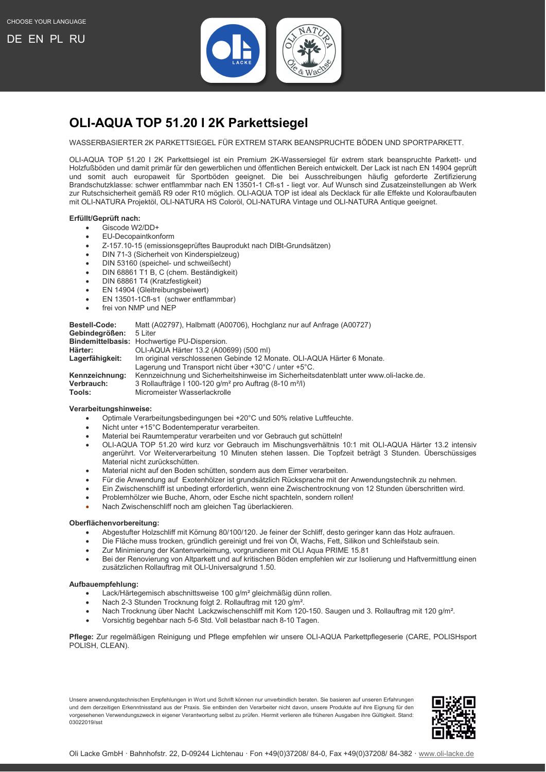CHOOSE YOUR LANGUAGE

DE EN PL RU

# OLI-AQUA TOP 51.20 I 2K Parkettsiegel

WASSERBASIERTER 2K PARKETTSIEGEL FÜR EXTREM STARK BEANSPRUCHTE BÖDEN UND SPORTPARKETT.

OLI-AQUA TOP 51.20 I 2K Parkettsiegel ist ein Premium 2K-Wassersiegel für extrem stark beanspruchte Parkett- und Holzfußböden und damit primär für den gewerblichen und öffentlichen Bereich entwickelt. Der Lack ist nach EN 14904 geprüft und somit auch europaweit für Sportböden geeignet. Die bei Ausschreibungen häufig geforderte Zertifizierung Brandschutzklasse: schwer entflammbar nach EN 13501-1 Cfl-s1 - liegt vor. Auf Wunsch sind Zusatzeinstellungen ab Werk zur Rutschsicherheit gemäß R9 oder R10 möglich. OLI-AQUA TOP ist ideal als Decklack für alle Effekte und Koloraufbauten mit OLI-NATURA Projektöl, OLI-NATURA HS Coloröl, OLI-NATURA Vintage und OLI-NATURA Antique geeignet.

**Erfüllt/Geprüft nach:**

- Giscode W2/DD+
- EU-Decopaintkonform
- Z-157.10-15 (emissionsgeprüftes Bauprodukt nach DIBt-Grundsätzen)
- DIN 71-3 (Sicherheit von Kinderspielzeug)
- DIN 53160 (speichel- und schweißecht)
- DIN 68861 T1 B, C (chem. Beständigkeit)
- DIN 68861 T4 (Kratzfestigkeit)
- EN 14904 (Gleitreibungsbeiwert)
- EN 13501-1Cfl-s1 (schwer entflammbar)
- frei von NMP und NEP

**Bestell-Code:** Matt (A02797), Halbmatt (A00706), Hochglanz nur auf Anfrage (A00727)
**Gebindegrößen:** 5 Liter
**Bindemittelbasis:** Hochwertige PU-Dispersion.
**Härter:** OLI-AQUA Härter 13.2 (A00699) (500 ml)
**Lagerfähigkeit:** Im original verschlossenen Gebinde 12 Monate. OLI-AQUA Härter 6 Monate. Lagerung und Transport nicht über +30°C / unter +5°C.
**Kennzeichnung:** Kennzeichnung und Sicherheitshinweise im Sicherheitsdatenblatt unter www.oli-lacke.de.
**Verbrauch:** 3 Rollaufträge I 100-120 g/m² pro Auftrag (8-10 m²/l)
**Tools:** Micromeister Wasserlackrolle

**Verarbeitungshinweise:**

- Optimale Verarbeitungsbedingungen bei +20°C und 50% relative Luftfeuchte.
- Nicht unter +15°C Bodentemperatur verarbeiten.
- Material bei Raumtemperatur verarbeiten und vor Gebrauch gut schütteln!
- OLI-AQUA TOP 51.20 wird kurz vor Gebrauch im Mischungsverhältnis 10:1 mit OLI-AQUA Härter 13.2 intensiv angerührt. Vor Weiterverarbeitung 10 Minuten stehen lassen. Die Topfzeit beträgt 3 Stunden. Überschüssiges Material nicht zurückschütten.
- Material nicht auf den Boden schütten, sondern aus dem Eimer verarbeiten.
- Für die Anwendung auf Exotenhölzer ist grundsätzlich Rücksprache mit der Anwendungstechnik zu nehmen.
- Ein Zwischenschliff ist unbedingt erforderlich, wenn eine Zwischentrocknung von 12 Stunden überschritten wird.
- Problemhölzer wie Buche, Ahorn, oder Esche nicht spachteln, sondern rollen!
- Nach Zwischenschliff noch am gleichen Tag überlackieren.

**Oberflächenvorbereitung:**

- Abgestufter Holzschliff mit Körnung 80/100/120. Je feiner der Schliff, desto geringer kann das Holz aufrauen.
- Die Fläche muss trocken, gründlich gereinigt und frei von Öl, Wachs, Fett, Silikon und Schleifstaub sein.
- Zur Minimierung der Kantenverleimung, vorgrundieren mit OLI Aqua PRIME 15.81
- Bei der Renovierung von Altparkett und auf kritischen Böden empfehlen wir zur Isolierung und Haftvermittlung einen zusätzlichen Rollauftrag mit OLI-Universalgrund 1.50.

**Aufbauempfehlung:**

- Lack/Härtegemisch abschnittsweise 100 g/m² gleichmäßig dünn rollen.
- Nach 2-3 Stunden Trocknung folgt 2. Rollauftrag mit 120 g/m².
- Nach Trocknung über Nacht Lackzwischenschliff mit Korn 120-150. Saugen und 3. Rollauftrag mit 120 g/m².
- Vorsichtig begehbar nach 5-6 Std. Voll belastbar nach 8-10 Tagen.

**Pflege:** Zur regelmäßigen Reinigung und Pflege empfehlen wir unsere OLI-AQUA Parkettpflegeserie (CARE, POLISHsport POLISH, CLEAN).

Unsere anwendungstechnischen Empfehlungen in Wort und Schrift können nur unverbindlich beraten. Sie basieren auf unseren Erfahrungen und dem derzeitigen Erkenntnisstand aus der Praxis. Sie entbinden den Verarbeiter nicht davon, unsere Produkte auf ihre Eignung für den vorgesehenen Verwendungszweck in eigener Verantwortung selbst zu prüfen. Hiermit verlieren alle früheren Ausgaben ihre Gültigkeit. Stand: 03022019/sst

Oli Lacke GmbH · Bahnhofstr. 22, D-09244 Lichtenau · Fon +49(0)37208/ 84-0, Fax +49(0)37208/ 84-382 · www.oli-lacke.de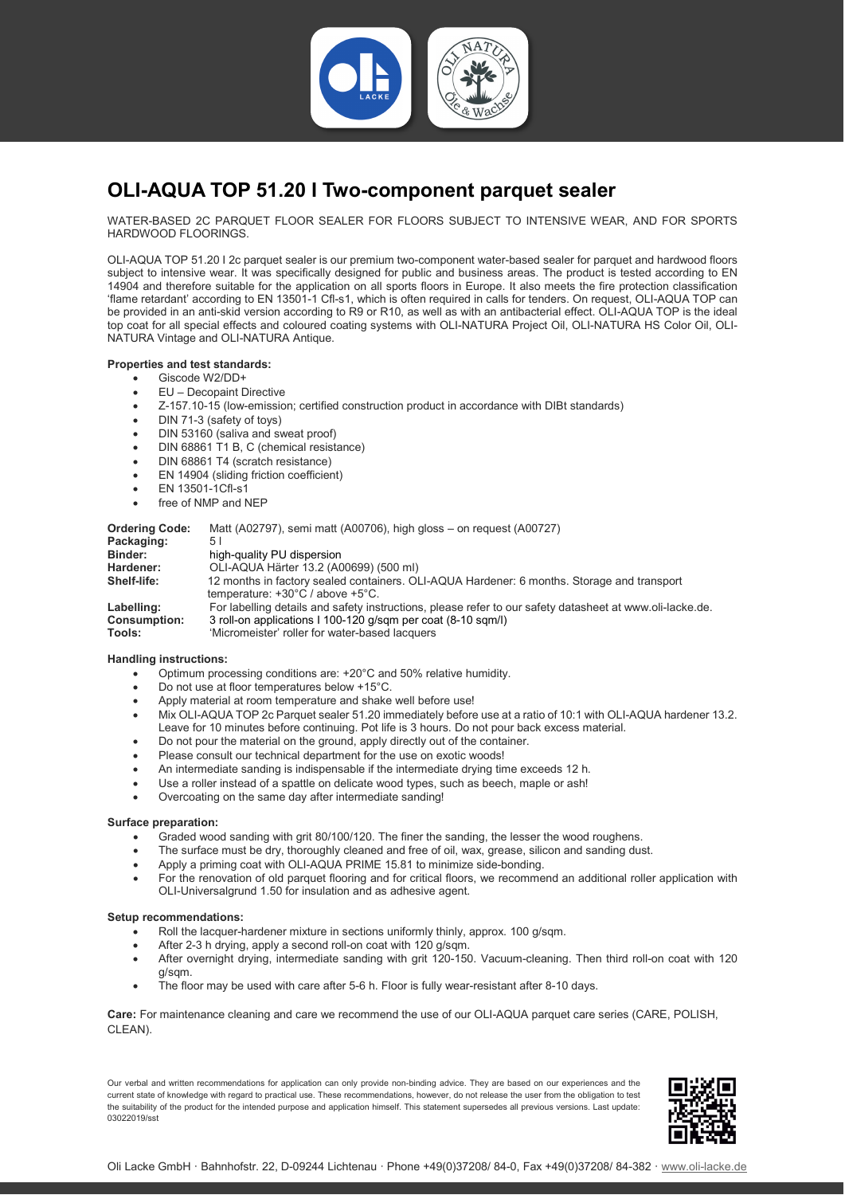# OLI-AQUA TOP 51.20 I Two-component parquet sealer

WATER-BASED 2C PARQUET FLOOR SEALER FOR FLOORS SUBJECT TO INTENSIVE WEAR, AND FOR SPORTS HARDWOOD FLOORINGS.

OLI-AQUA TOP 51.20 I 2c parquet sealer is our premium two-component water-based sealer for parquet and hardwood floors subject to intensive wear. It was specifically designed for public and business areas. The product is tested according to EN 14904 and therefore suitable for the application on all sports floors in Europe. It also meets the fire protection classification 'flame retardant' according to EN 13501-1 Cfl-s1, which is often required in calls for tenders. On request, OLI-AQUA TOP can be provided in an anti-skid version according to R9 or R10, as well as with an antibacterial effect. OLI-AQUA TOP is the ideal top coat for all special effects and coloured coating systems with OLI-NATURA Project Oil, OLI-NATURA HS Color Oil, OLI-NATURA Vintage and OLI-NATURA Antique.

**Properties and test standards:**

- Giscode W2/DD+
- EU – Decopaint Directive
- Z-157.10-15 (low-emission; certified construction product in accordance with DIBt standards)
- DIN 71-3 (safety of toys)
- DIN 53160 (saliva and sweat proof)
- DIN 68861 T1 B, C (chemical resistance)
- DIN 68861 T4 (scratch resistance)
- EN 14904 (sliding friction coefficient)
- EN 13501-1Cfl-s1
- free of NMP and NEP

**Ordering Code:** Matt (A02797), semi matt (A00706), high gloss – on request (A00727)
**Packaging:** 5 l
**Binder:** high-quality PU dispersion
**Hardener:** OLI-AQUA Härter 13.2 (A00699) (500 ml)
**Shelf-life:** 12 months in factory sealed containers. OLI-AQUA Hardener: 6 months. Storage and transport temperature: +30°C / above +5°C.
**Labelling:** For labelling details and safety instructions, please refer to our safety datasheet at www.oli-lacke.de.
**Consumption:** 3 roll-on applications I 100-120 g/sqm per coat (8-10 sqm/l)
**Tools:** 'Micromeister' roller for water-based lacquers

**Handling instructions:**

- Optimum processing conditions are: +20°C and 50% relative humidity.
- Do not use at floor temperatures below +15°C.
- Apply material at room temperature and shake well before use!
- Mix OLI-AQUA TOP 2c Parquet sealer 51.20 immediately before use at a ratio of 10:1 with OLI-AQUA hardener 13.2. Leave for 10 minutes before continuing. Pot life is 3 hours. Do not pour back excess material.
- Do not pour the material on the ground, apply directly out of the container.
- Please consult our technical department for the use on exotic woods!
- An intermediate sanding is indispensable if the intermediate drying time exceeds 12 h.
- Use a roller instead of a spattle on delicate wood types, such as beech, maple or ash!
- Overcoating on the same day after intermediate sanding!

**Surface preparation:**

- Graded wood sanding with grit 80/100/120. The finer the sanding, the lesser the wood roughens.
- The surface must be dry, thoroughly cleaned and free of oil, wax, grease, silicon and sanding dust.
- Apply a priming coat with OLI-AQUA PRIME 15.81 to minimize side-bonding.
- For the renovation of old parquet flooring and for critical floors, we recommend an additional roller application with OLI-Universalgrund 1.50 for insulation and as adhesive agent.

**Setup recommendations:**

- Roll the lacquer-hardener mixture in sections uniformly thinly, approx. 100 g/sqm.
- After 2-3 h drying, apply a second roll-on coat with 120 g/sqm.
- After overnight drying, intermediate sanding with grit 120-150. Vacuum-cleaning. Then third roll-on coat with 120 g/sqm.
- The floor may be used with care after 5-6 h. Floor is fully wear-resistant after 8-10 days.

**Care:** For maintenance cleaning and care we recommend the use of our OLI-AQUA parquet care series (CARE, POLISH, CLEAN).

Our verbal and written recommendations for application can only provide non-binding advice. They are based on our experiences and the current state of knowledge with regard to practical use. These recommendations, however, do not release the user from the obligation to test the suitability of the product for the intended purpose and application himself. This statement supersedes all previous versions. Last update: 03022019/sst

Oli Lacke GmbH · Bahnhofstr. 22, D-09244 Lichtenau · Phone +49(0)37208/ 84-0, Fax +49(0)37208/ 84-382 · www.oli-lacke.de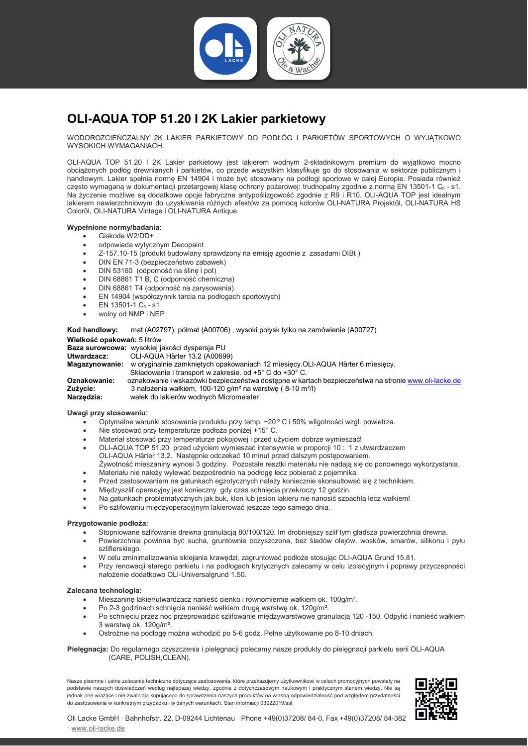# OLI-AQUA TOP 51.20 I 2K Lakier parkietowy

WODOROZCIEŃCZALNY 2K LAKIER PARKIETOWY DO PODŁÓG I PARKIETÓW SPORTOWYCH O WYJĄTKOWO WYSOKICH WYMAGANIACH.

OLI-AQUA TOP 51.20 I 2K Lakier parkietowy jest lakierem wodnym 2-składnikowym premium do wyjątkowo mocno obciążonych podłóg drewnianych i parkietów, co przede wszystkim klasyfikuje go do stosowania w sektorze publicznym i handlowym. Lakier spełnia normę EN 14904 i może być stosowany na podłogi sportowe w całej Europie. Posiada również często wymaganą w dokumentacji przetargowej klasę ochrony pożarowej: trudnopalny zgodnie z normą EN 13501-1 $C_{fl}$ - s1. Na życzenie możliwe są dodatkowe opcje fabryczne antypoślizgowość zgodnie z R9 i R10. OLI-AQUA TOP jest idealnym lakierem nawierzchniowym do uzyskiwania różnych efektów za pomocą kolorów OLI-NATURA Projektöl, OLI-NATURA HS Coloröl, OLI-NATURA Vintage i OLI-NATURA Antique.

**Wypełnione normy/badania:**

- Giskode W2/DD+
- odpowiada wytycznym Decopaint
- Z-157.10-15 (produkt budowlany sprawdzony na emisję zgodnie z zasadami DIBt )
- DIN EN 71-3 (bezpieczeństwo zabawek)
- DIN 53160 (odporność na ślinę i pot)
- DIN 68861 T1 B, C (odporność chemiczna)
- DIN 68861 T4 (odporność na zarysowania)
- EN 14904 (współczynnik tarcia na podłogach sportowych)
- EN 13501-1 $C_{fl}$ - s1
- wolny od NMP i NEP

**Kod handlowy:** mat (A02797), półmat (A00706) , wysoki połysk tylko na zamówienie (A00727)
**Wielkość opakowań:** 5 litrów
**Baza surowcowa:** wysokiej jakości dyspersja PU
**Utwardzacz:** OLI-AQUA Härter 13.2 (A00699)
**Magazynowanie:** w oryginalnie zamkniętych opakowaniach 12 miesięcy.OLI-AQUA Härter 6 miesięcy. Składowanie i transport w zakresie. od +5° C do +30° C.
**Oznakowanie:** oznakowanie i wskazówki bezpieczeństwa dostępne w kartach bezpieczeństwa na stronie www.oli-lacke.de
**Zużycie:** 3 nałożenia wałkiem, 100-120 g/m² na warstwę ( 8-10 m²/l)
**Narzędzia:** wałek do lakierów wodnych Micromeister

**Uwagi przy stosowaniu**:

- Optymalne warunki stosowania produktu przy temp. +20 º C i 50% wilgotności wzgl. powietrza.
- Nie stosować przy temperaturze podłoża poniżej +15° C.
- Materiał stosować przy temperaturze pokojowej i przed użyciem dobrze wymieszać!
- OLI-AQUA TOP 51.20 przed użyciem wymieszać intensywnie w proporcji 10 : 1 z utwardzaczem OLI-AQUA Härter 13.2. Następnie odczekać 10 minut przed dalszym postępowaniem. Żywotność mieszaniny wynosi 3 godziny. Pozostałe resztki materiału nie nadają się do ponownego wykorzystania.
- Materiału nie należy wylewać bezpośrednio na podłogę lecz pobierać z pojemnika.
- Przed zastosowaniem na gatunkach egzotycznych należy koniecznie skonsultować się z technikiem.
- Międzyszlif operacyjny jest konieczny gdy czas schnięcia przekroczy 12 godzin.
- Na gatunkach problematycznych jak buk, klon lub jesion lakieru nie nanosić szpachlą lecz wałkiem!
- Po szlifowaniu międzyoperacyjnym lakierować jeszcze tego samego dnia.

**Przygotowanie podłoża:**

- Stopniowane szlifowanie drewna granulacją 80/100/120. Im drobniejszy szlif tym gładsza powierzchnia drewna.
- Powierzchnia powinna być sucha, gruntownie oczyszczona, bez śladów olejów, wosków, smarów, silikonu i pyłu szlifierskiego.
- W celu zminimalizowania sklejania krawędzi, zagruntować podłoże stosując OLI-AQUA Grund 15.81.
- Przy renowacji starego parkietu i na podłogach krytycznych zalecamy w celu izolacyjnym i poprawy przyczepności nałożenie dodatkowo OLI-Universalgrund 1.50.

**Zalecana technologia:**

- Mieszaninę lakier/utwardzacz nanieść cienko i równomiernie wałkiem ok. 100g/m².
- Po 2-3 godzinach schnięcia nanieść wałkiem drugą warstwę ok. 120g/m².
- Po schnięciu przez noc przeprowadzić szlifowanie międzywarstwowe granulacją 120 -150. Odpylić i nanieść wałkiem 3 warstwę ok. 120g/m².
- Ostrożnie na podłogę można wchodzić po 5-6 godz. Pełne użytkowanie po 8-10 dniach.

**Pielęgnacja:** Do regularnego czyszczenia i pielęgnacji polecamy nasze produkty do pielęgnacji parkietu serii OLI-AQUA (CARE, POLISH,CLEAN).

Nasze pisemne i ustne zalecenia techniczne dotyczące zastosowania, które przekazujemy użytkownikowi w celach promocyjnych powstały na podstawie naszych doświadczeń według najlepszej wiedzy, zgodnie z dotychczasowym naukowym i praktycznym stanem wiedzy. Nie są jednak one wiążące i nie zwalniają kupującego do sprawdzenia naszych produktów na własną odpowiedzialność pod względem przydatności do zastosowania w konkretnym przypadku i w danych warunkach. Stan informacji 03022019/sst

Oli Lacke GmbH · Bahnhofstr. 22, D-09244 Lichtenau · Phone +49(0)37208/ 84-0, Fax +49(0)37208/ 84-382 · www.oli-lacke.de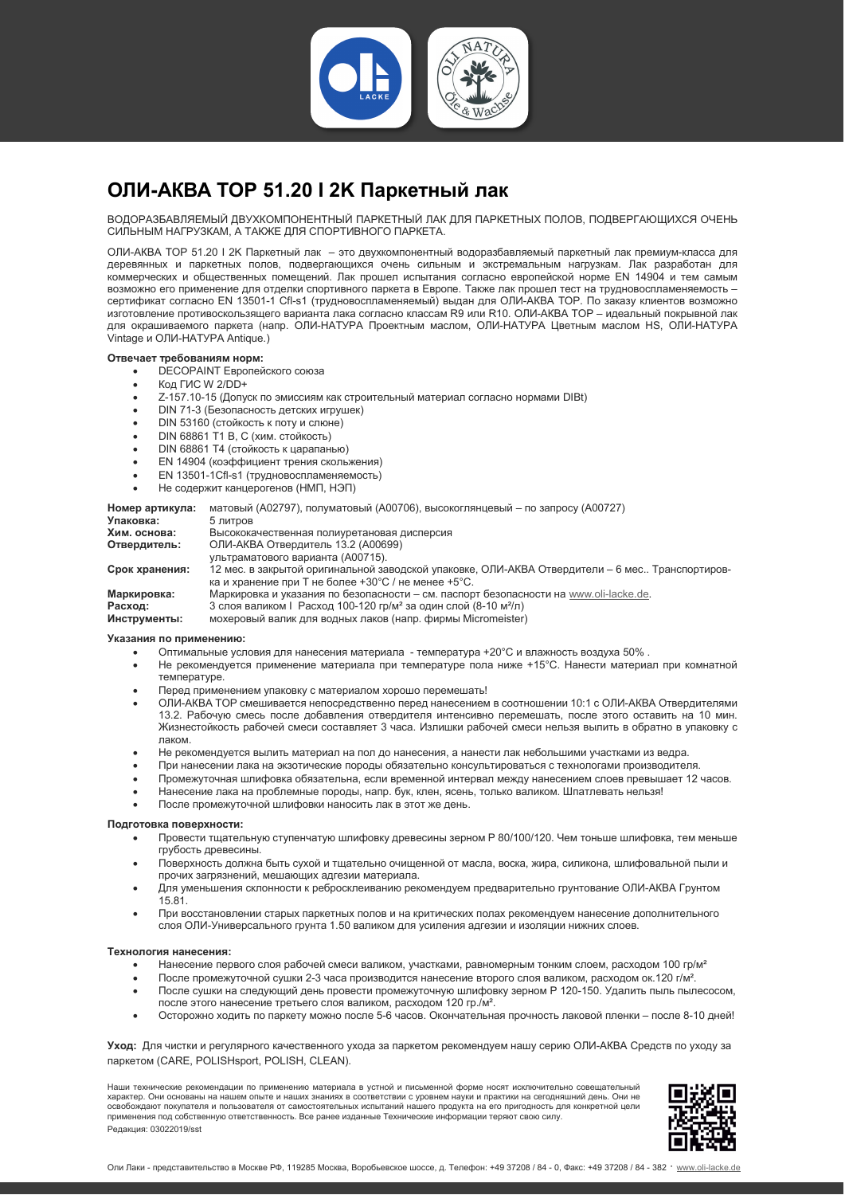# ОЛИ-АКВА ТОР 51.20 I 2K Паркетный лак

ВОДОРАЗБАВЛЯЕМЫЙ ДВУХКОМПОНЕНТНЫЙ ПАРКЕТНЫЙ ЛАК ДЛЯ ПАРКЕТНЫХ ПОЛОВ, ПОДВЕРГАЮЩИХСЯ ОЧЕНЬ СИЛЬНЫМ НАГРУЗКАМ, А ТАКЖЕ ДЛЯ СПОРТИВНОГО ПАРКЕТА.

ОЛИ-АКВА ТОР 51.20 I 2K Паркетный лак – это двухкомпонентный водоразбавляемый паркетный лак премиум-класса для деревянных и паркетных полов, подвергающихся очень сильным и экстремальным нагрузкам. Лак разработан для коммерческих и общественных помещений. Лак прошел испытания согласно европейской норме EN 14904 и тем самым возможно его применение для отделки спортивного паркета в Европе. Также лак прошел тест на трудновоспламеняемость – сертификат согласно EN 13501-1 Cfl-s1 (трудновоспламеняемый) выдан для ОЛИ-АКВА ТОР. По заказу клиентов возможно изготовление противоскользящего варианта лака согласно классам R9 или R10. ОЛИ-АКВА ТОР – идеальный покрывной лак для окрашиваемого паркета (напр. ОЛИ-НАТУРА Проектным маслом, ОЛИ-НАТУРА Цветным маслом HS, ОЛИ-НАТУРА Vintage и ОЛИ-НАТУРА Antique.)

**Отвечает требованиям норм:**

- DECOPAINT Европейского союза
- Код ГИС W 2/DD+
- Z-157.10-15 (Допуск по эмиссиям как строительный материал согласно нормами DIBt)
- DIN 71-3 (Безопасность детских игрушек)
- DIN 53160 (стойкость к поту и слюне)
- DIN 68861 T1 B, C (хим. стойкость)
- DIN 68861 T4 (стойкость к царапанью)
- EN 14904 (коэффициент трения скольжения)
- EN 13501-1Cfl-s1 (трудновоспламеняемость)
- Не содержит канцерогенов (НМП, НЭП)

| | |
|---|---|
| **Номер артикула:** | матовый (A02797), полуматовый (A00706), высокоглянцевый – по запросу (A00727) |
| **Упаковка:** | 5 литров |
| **Хим. основа:** | Высококачественная полиуретановая дисперсия |
| **Отвердитель:** | ОЛИ-АКВА Отвердитель 13.2 (A00699) ультраматового варианта (A00715). |
| **Срок хранения:** | 12 мес. в закрытой оригинальной заводской упаковке, ОЛИ-АКВА Отвердители – 6 мес.. Транспортировка и хранение при T не более +30°C / не менее +5°C. |
| **Маркировка:** | Маркировка и указания по безопасности – см. паспорт безопасности на www.oli-lacke.de. |
| **Расход:** | 3 слоя валиком I Расход 100-120 гр/м² за один слой (8-10 м²/л) |
| **Инструменты:** | мохеровый валик для водных лаков (напр. фирмы Micromeister) |

**Указания по применению:**

- Оптимальные условия для нанесения материала - температура +20°C и влажность воздуха 50% .
- Не рекомендуется применение материала при температуре пола ниже +15°C. Нанести материал при комнатной температуре.
- Перед применением упаковку с материалом хорошо перемешать!
- ОЛИ-АКВА ТОР смешивается непосредственно перед нанесением в соотношении 10:1 с ОЛИ-АКВА Отвердителями 13.2. Рабочую смесь после добавления отвердителя интенсивно перемешать, после этого оставить на 10 мин. Жизнестойкость рабочей смеси составляет 3 часа. Излишки рабочей смеси нельзя вылить в обратно в упаковку с лаком.
- Не рекомендуется вылить материал на пол до нанесения, а нанести лак небольшими участками из ведра.
- При нанесении лака на экзотические породы обязательно консультироваться с технологами производителя.
- Промежуточная шлифовка обязательна, если временной интервал между нанесением слоев превышает 12 часов.
- Нанесение лака на проблемные породы, напр. бук, клен, ясень, только валиком. Шпатлевать нельзя!
- После промежуточной шлифовки наносить лак в этот же день.

**Подготовка поверхности:**

- Провести тщательную ступенчатую шлифовку древесины зерном P 80/100/120. Чем тоньше шлифовка, тем меньше грубость древесины.
- Поверхность должна быть сухой и тщательно очищенной от масла, воска, жира, силикона, шлифовальной пыли и прочих загрязнений, мешающих адгезии материала.
- Для уменьшения склонности к ребросклеиванию рекомендуем предварительно грунтование ОЛИ-АКВА Грунтом 15.81.
- При восстановлении старых паркетных полов и на критических полах рекомендуем нанесение дополнительного слоя ОЛИ-Универсального грунта 1.50 валиком для усиления адгезии и изоляции нижних слоев.

**Технология нанесения:**

- Нанесение первого слоя рабочей смеси валиком, участками, равномерным тонким слоем, расходом 100 гр/м²
- После промежуточной сушки 2-3 часа производится нанесение второго слоя валиком, расходом ок.120 г/м².
- После сушки на следующий день провести промежуточную шлифовку зерном P 120-150. Удалить пыль пылесосом, после этого нанесение третьего слоя валиком, расходом 120 гр./м².
- Осторожно ходить по паркету можно после 5-6 часов. Окончательная прочность лаковой пленки – после 8-10 дней!

**Уход:** Для чистки и регулярного качественного ухода за паркетом рекомендуем нашу серию ОЛИ-АКВА Средств по уходу за паркетом (CARE, POLISHsport, POLISH, CLEAN).

Наши технические рекомендации по применению материала в устной и письменной форме носят исключительно совещательный характер. Они основаны на нашем опыте и наших знаниях в соответствии с уровнем науки и практики на сегодняшний день. Они не освобождают покупателя и пользователя от самостоятельных испытаний нашего продукта на его пригодность для конкретной цели применения под собственную ответственность. Все ранее изданные Технические информации теряют свою силу.
Редакция: 03022019/sst

Оли Лаки - представительство в Москве РФ, 119285 Москва, Воробьевское шоссе, д. Телефон: +49 37208 / 84 - 0, Факс: +49 37208 / 84 - 382 · www.oli-lacke.de